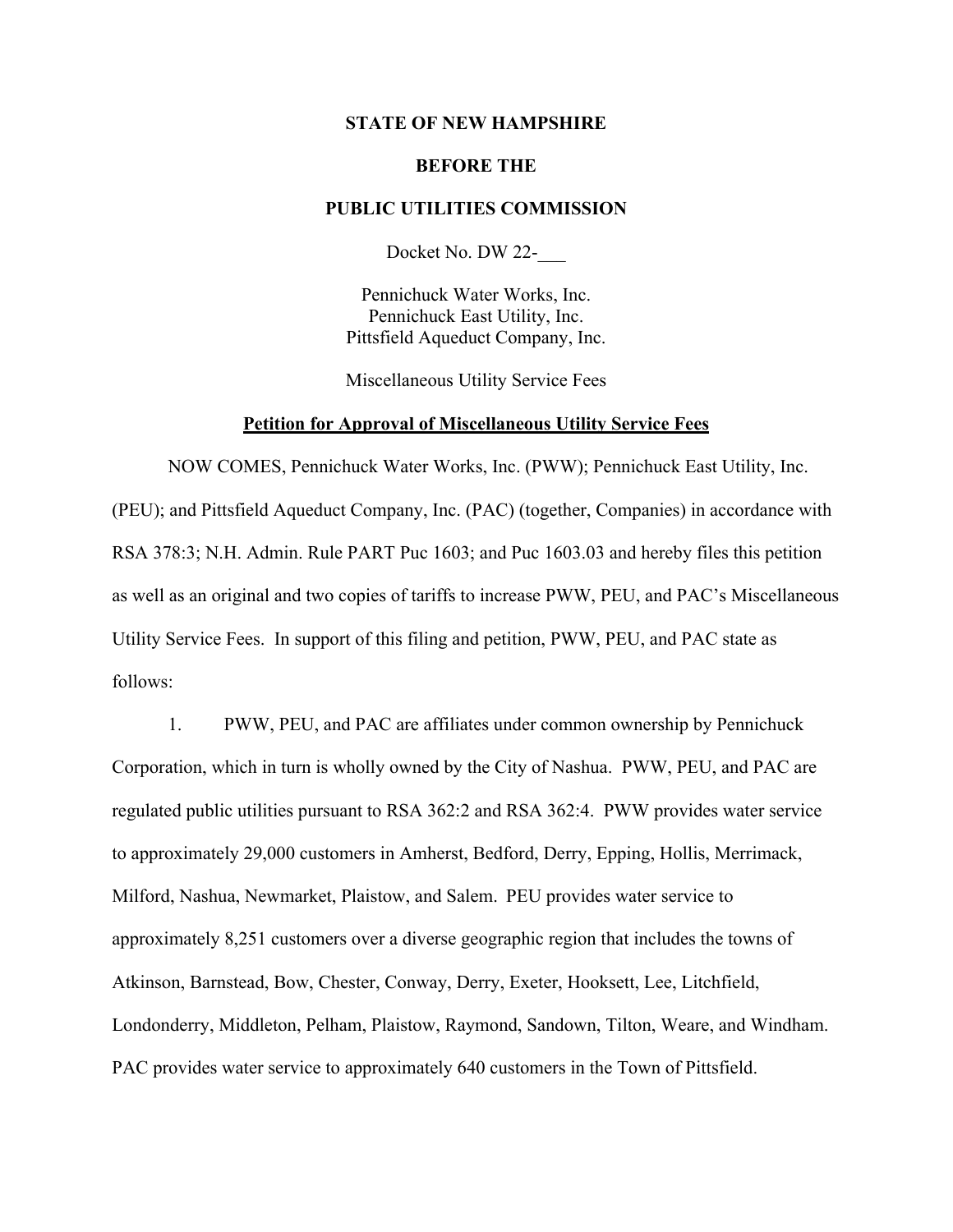**STATE OF NEW HAMPSHIRE**

**BEFORE THE**

**PUBLIC UTILITIES COMMISSION**

Docket No. DW 22-___

Pennichuck Water Works, Inc.
Pennichuck East Utility, Inc.
Pittsfield Aqueduct Company, Inc.

Miscellaneous Utility Service Fees

**Petition for Approval of Miscellaneous Utility Service Fees**

NOW COMES, Pennichuck Water Works, Inc. (PWW); Pennichuck East Utility, Inc. (PEU); and Pittsfield Aqueduct Company, Inc. (PAC) (together, Companies) in accordance with RSA 378:3; N.H. Admin. Rule PART Puc 1603; and Puc 1603.03 and hereby files this petition as well as an original and two copies of tariffs to increase PWW, PEU, and PAC's Miscellaneous Utility Service Fees. In support of this filing and petition, PWW, PEU, and PAC state as follows:

1. PWW, PEU, and PAC are affiliates under common ownership by Pennichuck Corporation, which in turn is wholly owned by the City of Nashua. PWW, PEU, and PAC are regulated public utilities pursuant to RSA 362:2 and RSA 362:4. PWW provides water service to approximately 29,000 customers in Amherst, Bedford, Derry, Epping, Hollis, Merrimack, Milford, Nashua, Newmarket, Plaistow, and Salem. PEU provides water service to approximately 8,251 customers over a diverse geographic region that includes the towns of Atkinson, Barnstead, Bow, Chester, Conway, Derry, Exeter, Hooksett, Lee, Litchfield, Londonderry, Middleton, Pelham, Plaistow, Raymond, Sandown, Tilton, Weare, and Windham. PAC provides water service to approximately 640 customers in the Town of Pittsfield.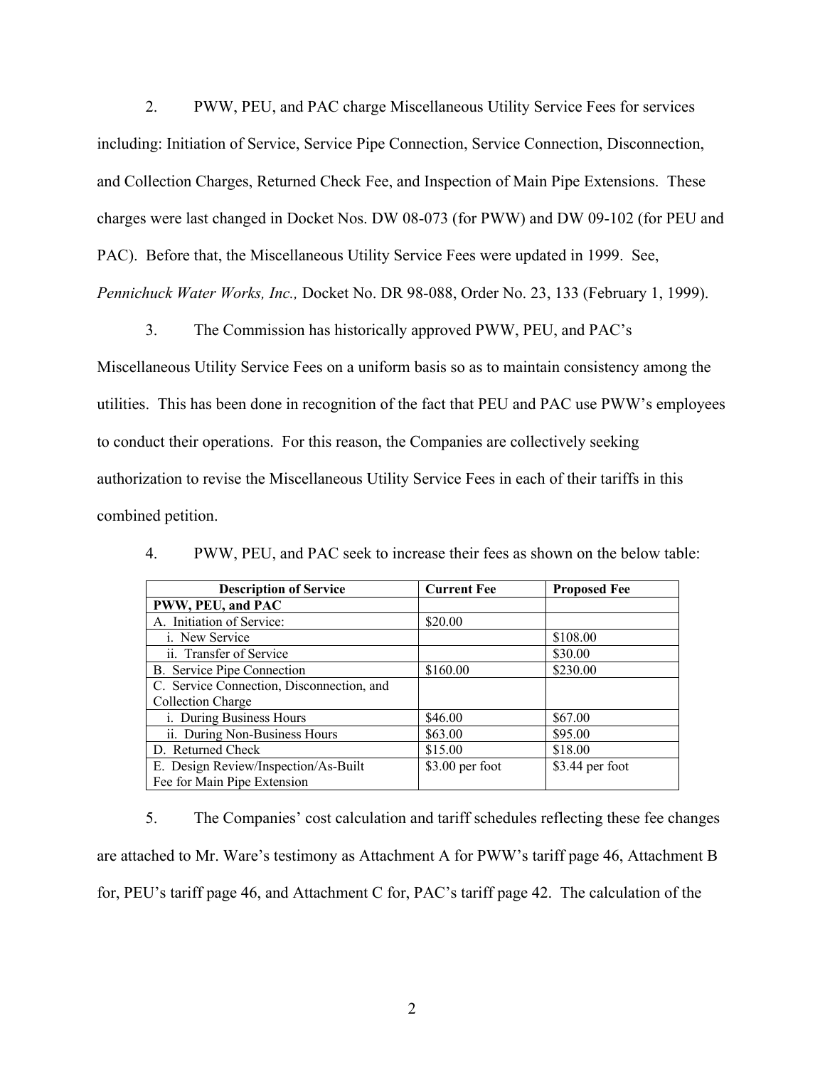2. PWW, PEU, and PAC charge Miscellaneous Utility Service Fees for services including: Initiation of Service, Service Pipe Connection, Service Connection, Disconnection, and Collection Charges, Returned Check Fee, and Inspection of Main Pipe Extensions. These charges were last changed in Docket Nos. DW 08-073 (for PWW) and DW 09-102 (for PEU and PAC). Before that, the Miscellaneous Utility Service Fees were updated in 1999. See, *Pennichuck Water Works, Inc.,* Docket No. DR 98-088, Order No. 23, 133 (February 1, 1999).

3. The Commission has historically approved PWW, PEU, and PAC's Miscellaneous Utility Service Fees on a uniform basis so as to maintain consistency among the utilities. This has been done in recognition of the fact that PEU and PAC use PWW's employees to conduct their operations. For this reason, the Companies are collectively seeking authorization to revise the Miscellaneous Utility Service Fees in each of their tariffs in this combined petition.

4. PWW, PEU, and PAC seek to increase their fees as shown on the below table:

| Description of Service | Current Fee | Proposed Fee |
|---|---|---|
| **PWW, PEU, and PAC** | | |
| A. Initiation of Service: | $20.00 | |
| i. New Service | | $108.00 |
| ii. Transfer of Service | | $30.00 |
| B. Service Pipe Connection | $160.00 | $230.00 |
| C. Service Connection, Disconnection, and Collection Charge | | |
| i. During Business Hours | $46.00 | $67.00 |
| ii. During Non-Business Hours | $63.00 | $95.00 |
| D. Returned Check | $15.00 | $18.00 |
| E. Design Review/Inspection/As-Built Fee for Main Pipe Extension | $3.00 per foot | $3.44 per foot |

5. The Companies' cost calculation and tariff schedules reflecting these fee changes are attached to Mr. Ware's testimony as Attachment A for PWW's tariff page 46, Attachment B for, PEU's tariff page 46, and Attachment C for, PAC's tariff page 42. The calculation of the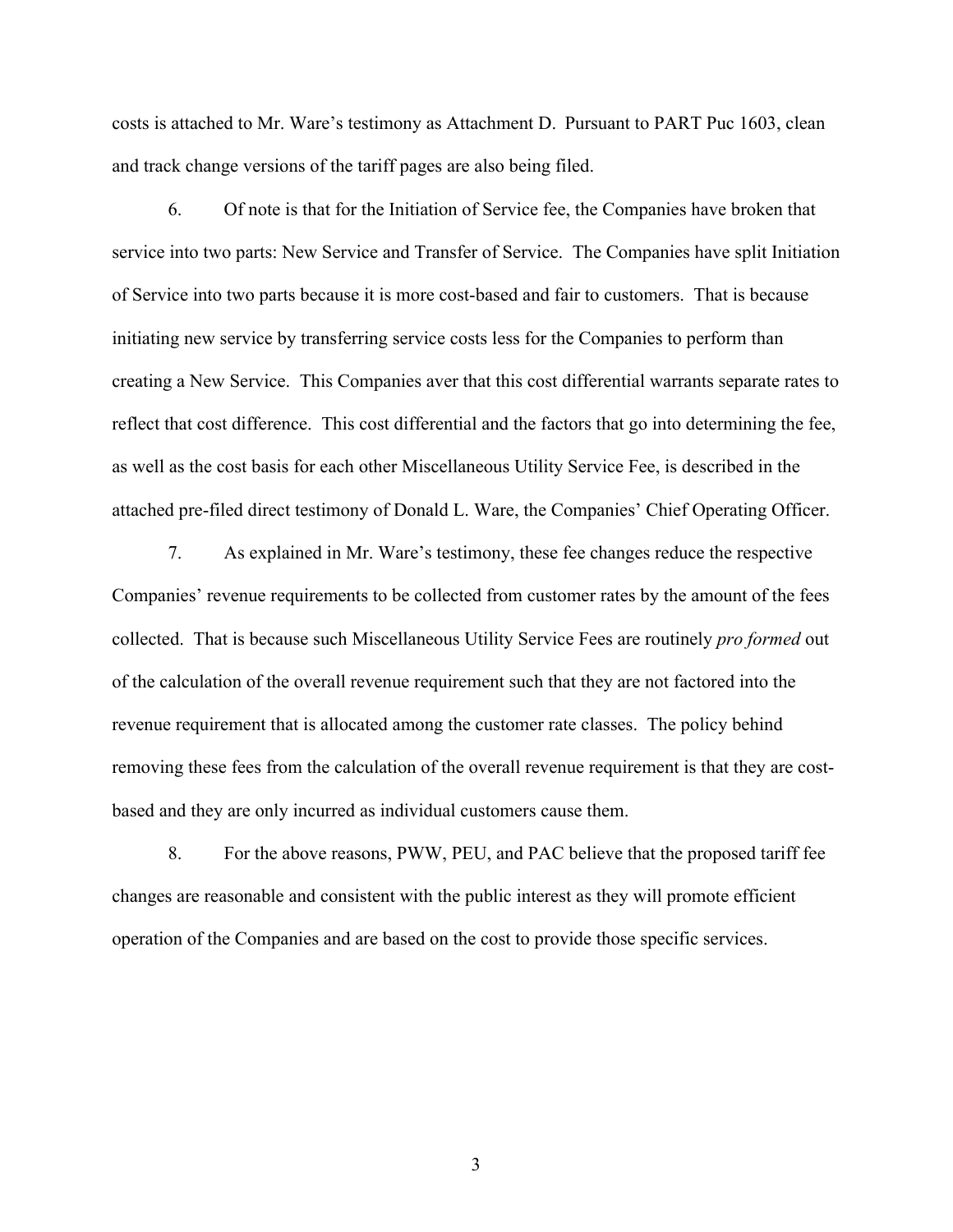costs is attached to Mr. Ware's testimony as Attachment D. Pursuant to PART Puc 1603, clean and track change versions of the tariff pages are also being filed.

6. Of note is that for the Initiation of Service fee, the Companies have broken that service into two parts: New Service and Transfer of Service. The Companies have split Initiation of Service into two parts because it is more cost-based and fair to customers. That is because initiating new service by transferring service costs less for the Companies to perform than creating a New Service. This Companies aver that this cost differential warrants separate rates to reflect that cost difference. This cost differential and the factors that go into determining the fee, as well as the cost basis for each other Miscellaneous Utility Service Fee, is described in the attached pre-filed direct testimony of Donald L. Ware, the Companies' Chief Operating Officer.

7. As explained in Mr. Ware's testimony, these fee changes reduce the respective Companies' revenue requirements to be collected from customer rates by the amount of the fees collected. That is because such Miscellaneous Utility Service Fees are routinely *pro formed* out of the calculation of the overall revenue requirement such that they are not factored into the revenue requirement that is allocated among the customer rate classes. The policy behind removing these fees from the calculation of the overall revenue requirement is that they are cost-based and they are only incurred as individual customers cause them.

8. For the above reasons, PWW, PEU, and PAC believe that the proposed tariff fee changes are reasonable and consistent with the public interest as they will promote efficient operation of the Companies and are based on the cost to provide those specific services.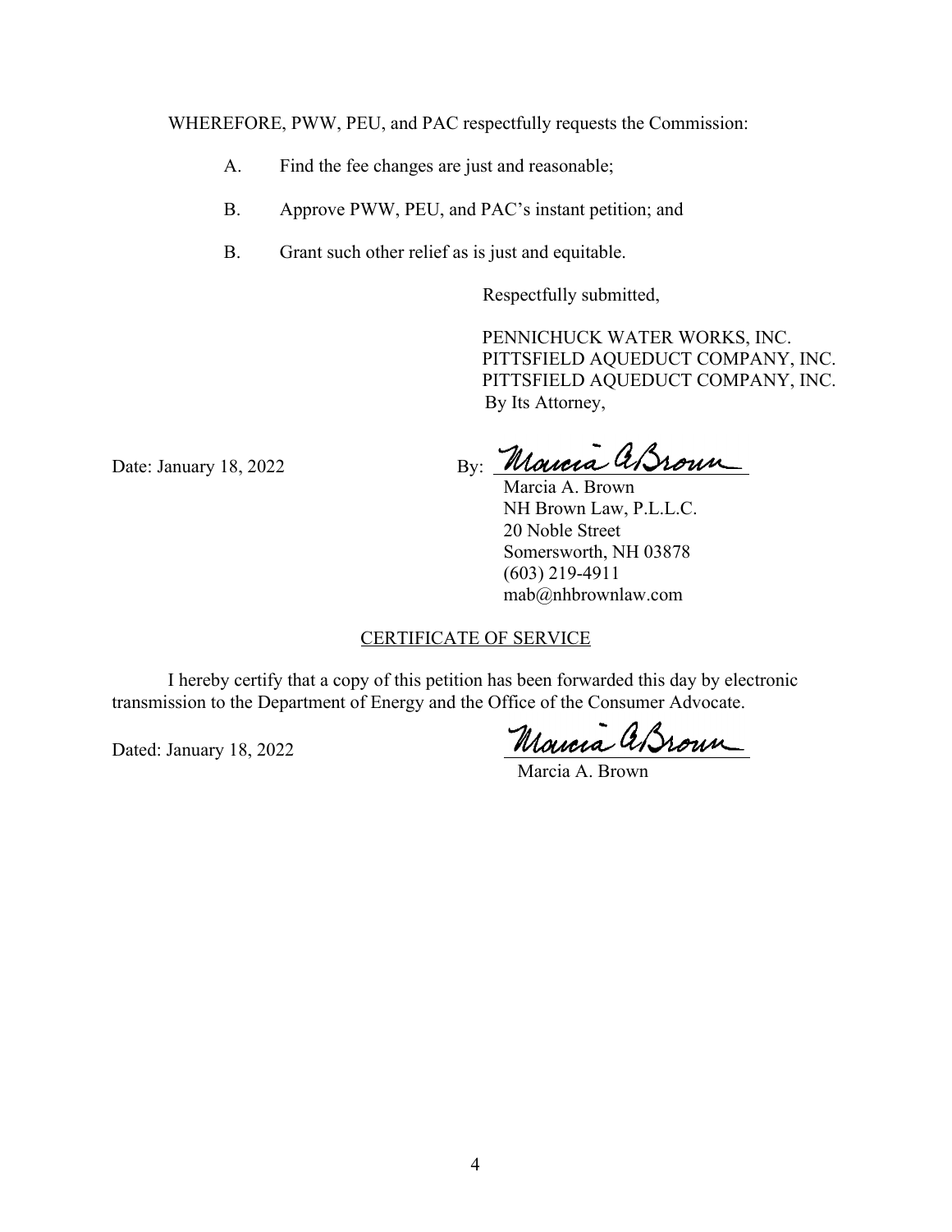WHEREFORE, PWW, PEU, and PAC respectfully requests the Commission:

A. Find the fee changes are just and reasonable;

B. Approve PWW, PEU, and PAC's instant petition; and

B. Grant such other relief as is just and equitable.

Respectfully submitted,

PENNICHUCK WATER WORKS, INC.
PITTSFIELD AQUEDUCT COMPANY, INC.
PITTSFIELD AQUEDUCT COMPANY, INC.
By Its Attorney,

Date: January 18, 2022

By: Marcia A. Brown

Marcia A. Brown
NH Brown Law, P.L.L.C.
20 Noble Street
Somersworth, NH 03878
(603) 219-4911
mab@nhbrownlaw.com

CERTIFICATE OF SERVICE

I hereby certify that a copy of this petition has been forwarded this day by electronic transmission to the Department of Energy and the Office of the Consumer Advocate.

Dated: January 18, 2022

Marcia A. Brown

Marcia A. Brown